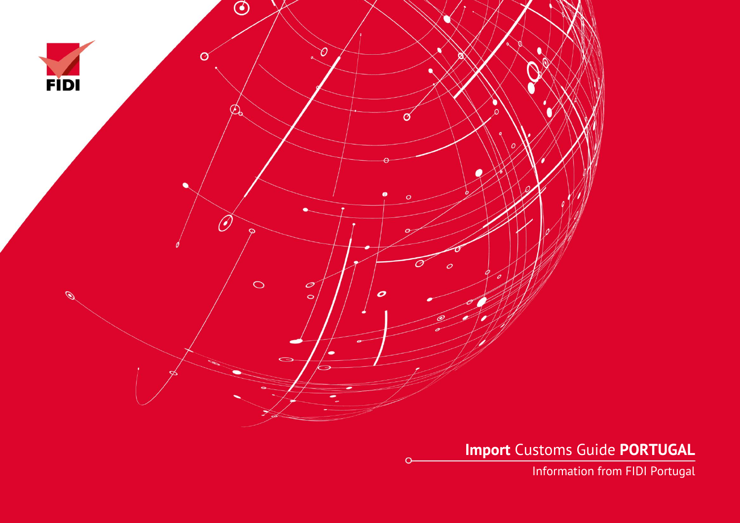FIDI

# **Import** Customs Guide **PORTUGAL**

Information from FIDI Portugal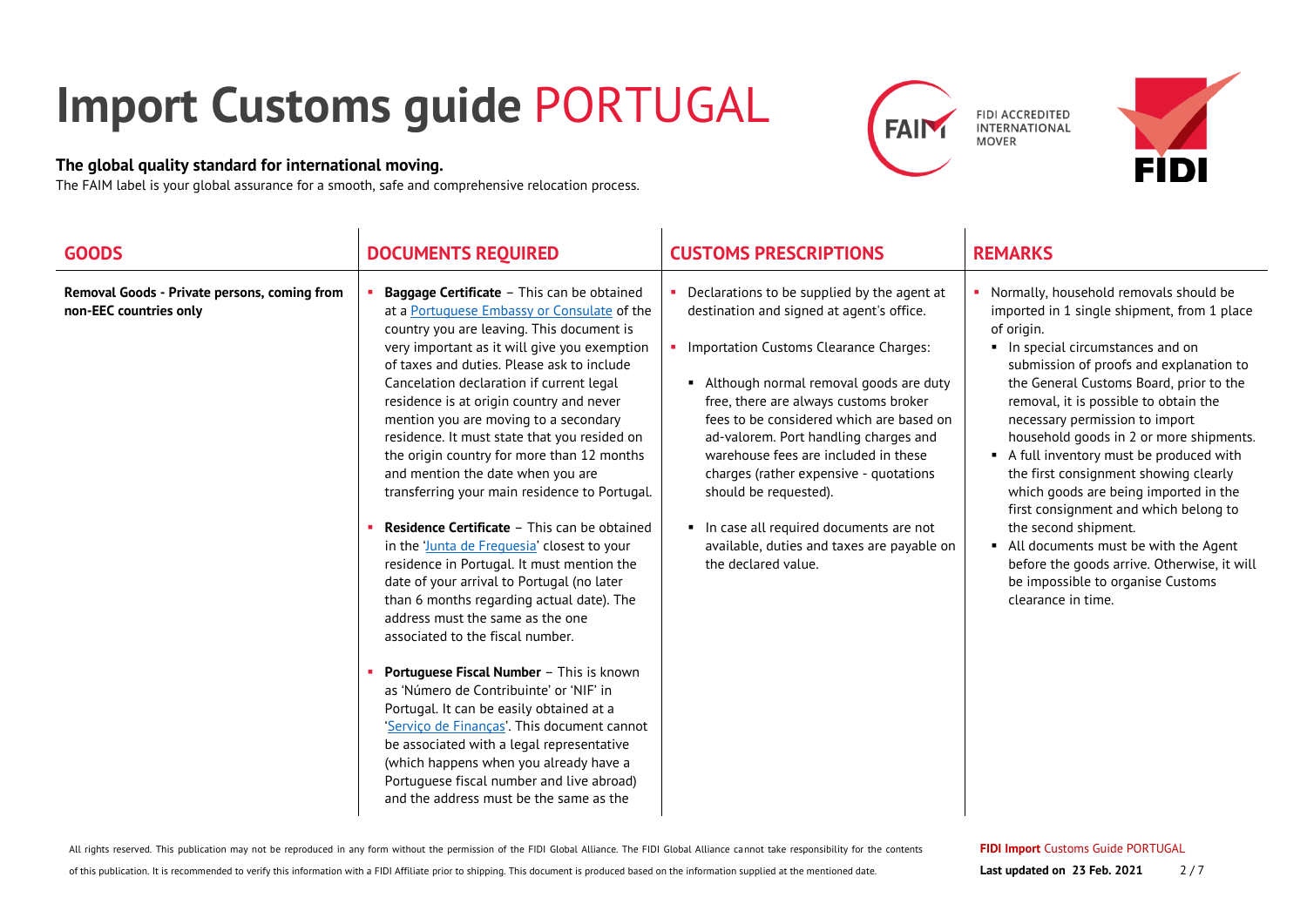# Import Customs guide PORTUGAL

**The global quality standard for international moving.**

The FAIM label is your global assurance for a smooth, safe and comprehensive relocation process.

| GOODS | DOCUMENTS REQUIRED | CUSTOMS PRESCRIPTIONS | REMARKS |
|---|---|---|---|
| **Removal Goods - Private persons, coming from non-EEC countries only** | ▪ **Baggage Certificate** – This can be obtained at a Portuguese Embassy or Consulate of the country you are leaving. This document is very important as it will give you exemption of taxes and duties. Please ask to include Cancelation declaration if current legal residence is at origin country and never mention you are moving to a secondary residence. It must state that you resided on the origin country for more than 12 months and mention the date when you are transferring your main residence to Portugal.<br><br>▪ **Residence Certificate** – This can be obtained in the 'Junta de Frequesia' closest to your residence in Portugal. It must mention the date of your arrival to Portugal (no later than 6 months regarding actual date). The address must the same as the one associated to the fiscal number.<br><br>▪ **Portuguese Fiscal Number** – This is known as 'Número de Contribuinte' or 'NIF' in Portugal. It can be easily obtained at a 'Serviço de Finanças'. This document cannot be associated with a legal representative (which happens when you already have a Portuguese fiscal number and live abroad) and the address must be the same as the | ▪ Declarations to be supplied by the agent at destination and signed at agent's office.<br><br>▪ Importation Customs Clearance Charges:<br><br>▪ Although normal removal goods are duty free, there are always customs broker fees to be considered which are based on ad-valorem. Port handling charges and warehouse fees are included in these charges (rather expensive - quotations should be requested).<br><br>▪ In case all required documents are not available, duties and taxes are payable on the declared value. | ▪ Normally, household removals should be imported in 1 single shipment, from 1 place of origin.<br>▪ In special circumstances and on submission of proofs and explanation to the General Customs Board, prior to the removal, it is possible to obtain the necessary permission to import household goods in 2 or more shipments.<br>▪ A full inventory must be produced with the first consignment showing clearly which goods are being imported in the first consignment and which belong to the second shipment.<br>▪ All documents must be with the Agent before the goods arrive. Otherwise, it will be impossible to organise Customs clearance in time. |

All rights reserved. This publication may not be reproduced in any form without the permission of the FIDI Global Alliance. The FIDI Global Alliance cannot take responsibility for the contents of this publication. It is recommended to verify this information with a FIDI Affiliate prior to shipping. This document is produced based on the information supplied at the mentioned date.

**FIDI Import** Customs Guide PORTUGAL
**Last updated on 23 Feb. 2021**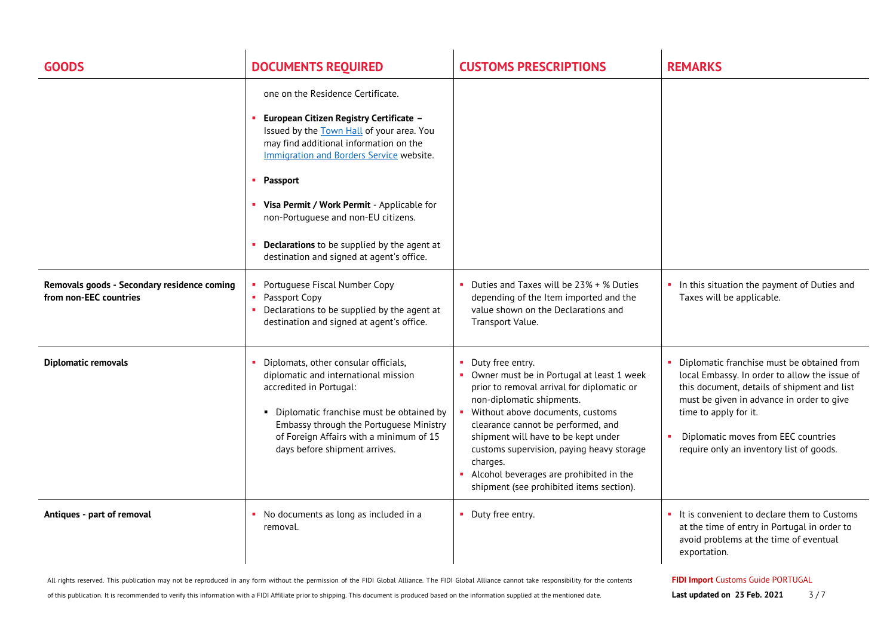| GOODS | DOCUMENTS REQUIRED | CUSTOMS PRESCRIPTIONS | REMARKS |
|---|---|---|---|
| | one on the Residence Certificate.<br><br>▪ **European Citizen Registry Certificate –** Issued by the Town Hall of your area. You may find additional information on the Immigration and Borders Service website.<br><br>▪ **Passport**<br><br>▪ **Visa Permit / Work Permit** - Applicable for non-Portuguese and non-EU citizens.<br><br>▪ **Declarations** to be supplied by the agent at destination and signed at agent's office. | | |
| **Removals goods - Secondary residence coming from non-EEC countries** | ▪ Portuguese Fiscal Number Copy<br>▪ Passport Copy<br>▪ Declarations to be supplied by the agent at destination and signed at agent's office. | ▪ Duties and Taxes will be 23% + % Duties depending of the Item imported and the value shown on the Declarations and Transport Value. | ▪ In this situation the payment of Duties and Taxes will be applicable. |
| **Diplomatic removals** | ▪ Diplomats, other consular officials, diplomatic and international mission accredited in Portugal:<br><br>▪ Diplomatic franchise must be obtained by Embassy through the Portuguese Ministry of Foreign Affairs with a minimum of 15 days before shipment arrives. | ▪ Duty free entry.<br>▪ Owner must be in Portugal at least 1 week prior to removal arrival for diplomatic or non-diplomatic shipments.<br>▪ Without above documents, customs clearance cannot be performed, and shipment will have to be kept under customs supervision, paying heavy storage charges.<br>▪ Alcohol beverages are prohibited in the shipment (see prohibited items section). | ▪ Diplomatic franchise must be obtained from local Embassy. In order to allow the issue of this document, details of shipment and list must be given in advance in order to give time to apply for it.<br><br>▪ Diplomatic moves from EEC countries require only an inventory list of goods. |
| **Antiques - part of removal** | ▪ No documents as long as included in a removal. | ▪ Duty free entry. | ▪ It is convenient to declare them to Customs at the time of entry in Portugal in order to avoid problems at the time of eventual exportation. |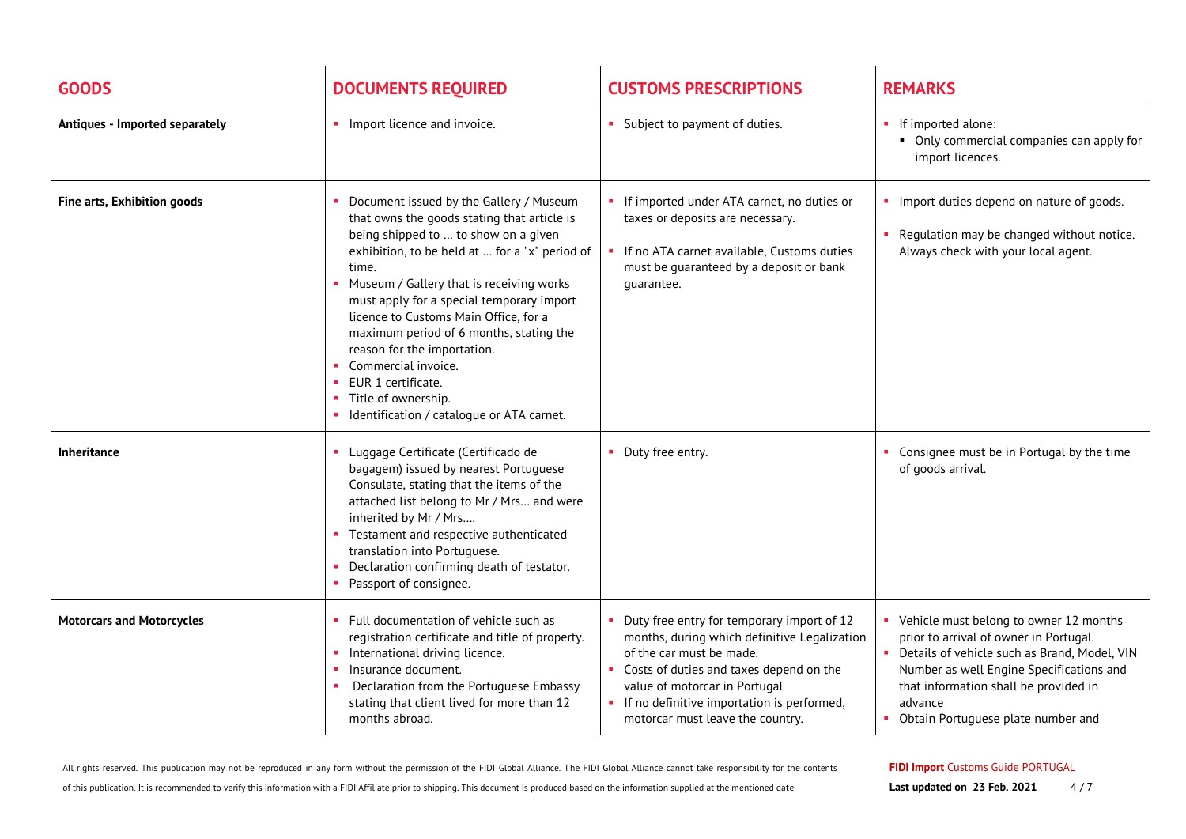| GOODS | DOCUMENTS REQUIRED | CUSTOMS PRESCRIPTIONS | REMARKS |
|---|---|---|---|
| **Antiques - Imported separately** | ▪ Import licence and invoice. | ▪ Subject to payment of duties. | ▪ If imported alone:<br>▪ Only commercial companies can apply for import licences. |
| **Fine arts, Exhibition goods** | ▪ Document issued by the Gallery / Museum that owns the goods stating that article is being shipped to … to show on a given exhibition, to be held at … for a "x" period of time.<br>▪ Museum / Gallery that is receiving works must apply for a special temporary import licence to Customs Main Office, for a maximum period of 6 months, stating the reason for the importation.<br>▪ Commercial invoice.<br>▪ EUR 1 certificate.<br>▪ Title of ownership.<br>▪ Identification / catalogue or ATA carnet. | ▪ If imported under ATA carnet, no duties or taxes or deposits are necessary.<br>▪ If no ATA carnet available, Customs duties must be guaranteed by a deposit or bank guarantee. | ▪ Import duties depend on nature of goods.<br>▪ Regulation may be changed without notice. Always check with your local agent. |
| **Inheritance** | ▪ Luggage Certificate (Certificado de bagagem) issued by nearest Portuguese Consulate, stating that the items of the attached list belong to Mr / Mrs… and were inherited by Mr / Mrs….<br>▪ Testament and respective authenticated translation into Portuguese.<br>▪ Declaration confirming death of testator.<br>▪ Passport of consignee. | ▪ Duty free entry. | ▪ Consignee must be in Portugal by the time of goods arrival. |
| **Motorcars and Motorcycles** | ▪ Full documentation of vehicle such as registration certificate and title of property.<br>▪ International driving licence.<br>▪ Insurance document.<br>▪ Declaration from the Portuguese Embassy stating that client lived for more than 12 months abroad. | ▪ Duty free entry for temporary import of 12 months, during which definitive Legalization of the car must be made.<br>▪ Costs of duties and taxes depend on the value of motorcar in Portugal<br>▪ If no definitive importation is performed, motorcar must leave the country. | ▪ Vehicle must belong to owner 12 months prior to arrival of owner in Portugal.<br>▪ Details of vehicle such as Brand, Model, VIN Number as well Engine Specifications and that information shall be provided in advance<br>▪ Obtain Portuguese plate number and |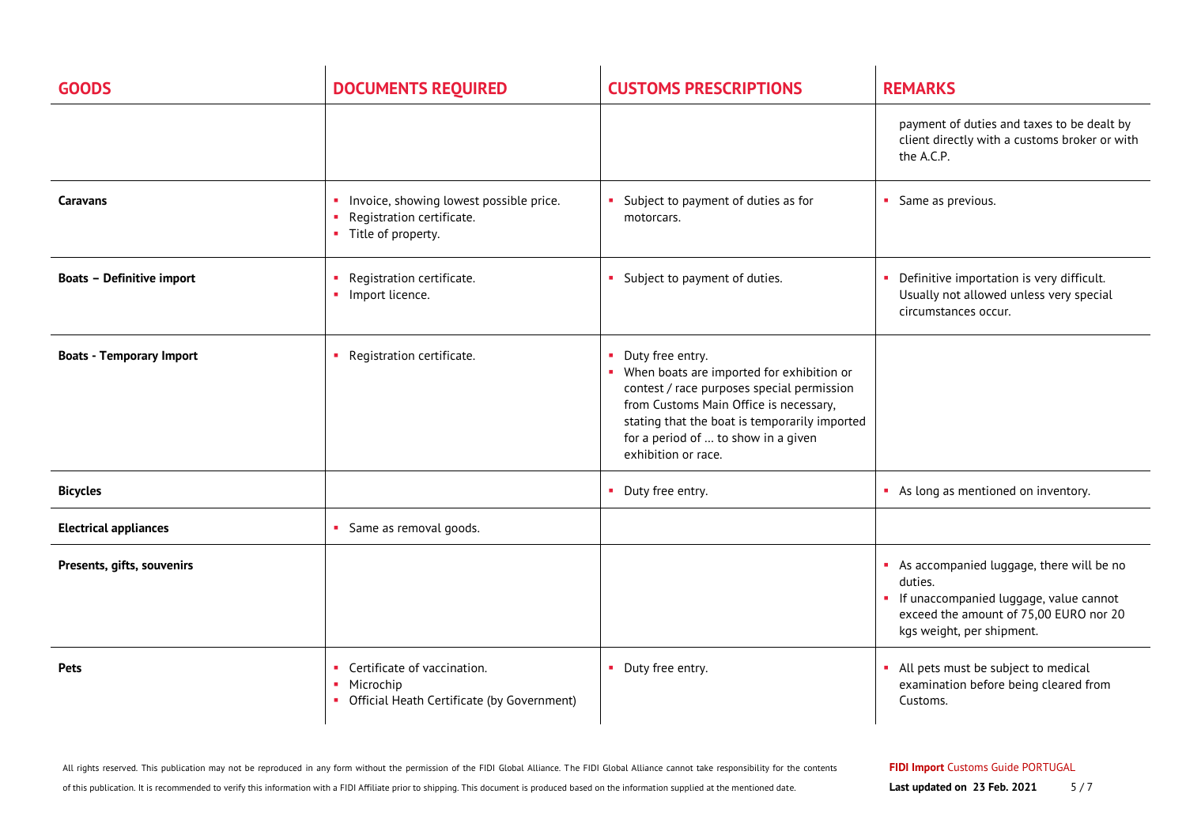| GOODS | DOCUMENTS REQUIRED | CUSTOMS PRESCRIPTIONS | REMARKS |
|---|---|---|---|
| | | | payment of duties and taxes to be dealt by client directly with a customs broker or with the A.C.P. |
| **Caravans** | ▪ Invoice, showing lowest possible price.<br>▪ Registration certificate.<br>▪ Title of property. | ▪ Subject to payment of duties as for motorcars. | ▪ Same as previous. |
| **Boats – Definitive import** | ▪ Registration certificate.<br>▪ Import licence. | ▪ Subject to payment of duties. | ▪ Definitive importation is very difficult. Usually not allowed unless very special circumstances occur. |
| **Boats - Temporary Import** | ▪ Registration certificate. | ▪ Duty free entry.<br>▪ When boats are imported for exhibition or contest / race purposes special permission from Customs Main Office is necessary, stating that the boat is temporarily imported for a period of ... to show in a given exhibition or race. | |
| **Bicycles** | | ▪ Duty free entry. | ▪ As long as mentioned on inventory. |
| **Electrical appliances** | ▪ Same as removal goods. | | |
| **Presents, gifts, souvenirs** | | | ▪ As accompanied luggage, there will be no duties.<br>▪ If unaccompanied luggage, value cannot exceed the amount of 75,00 EURO nor 20 kgs weight, per shipment. |
| **Pets** | ▪ Certificate of vaccination.<br>▪ Microchip<br>▪ Official Heath Certificate (by Government) | ▪ Duty free entry. | ▪ All pets must be subject to medical examination before being cleared from Customs. |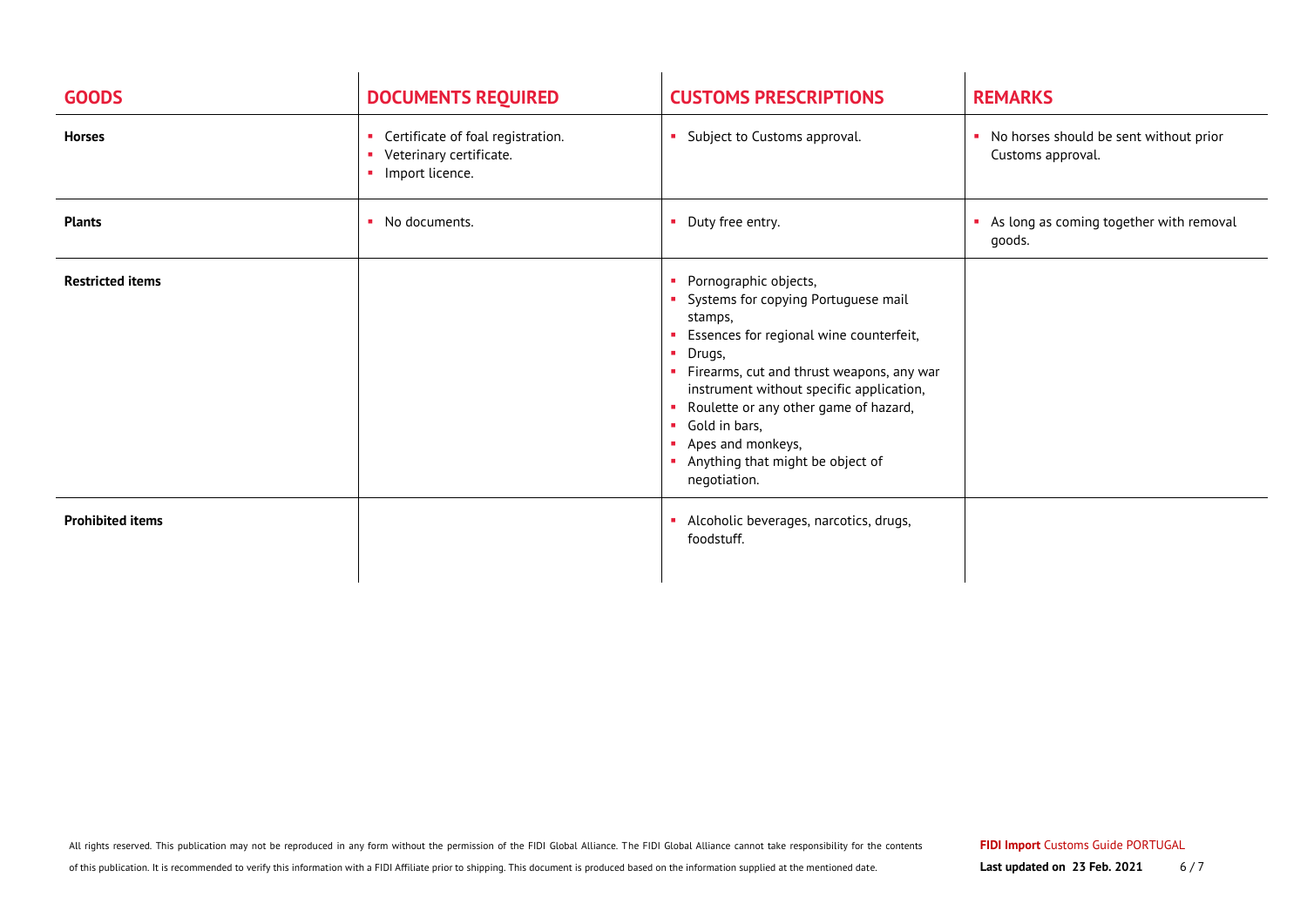| GOODS | DOCUMENTS REQUIRED | CUSTOMS PRESCRIPTIONS | REMARKS |
|---|---|---|---|
| **Horses** | ▪ Certificate of foal registration.<br>▪ Veterinary certificate.<br>▪ Import licence. | ▪ Subject to Customs approval. | ▪ No horses should be sent without prior Customs approval. |
| **Plants** | ▪ No documents. | ▪ Duty free entry. | ▪ As long as coming together with removal goods. |
| **Restricted items** | | ▪ Pornographic objects,<br>▪ Systems for copying Portuguese mail stamps,<br>▪ Essences for regional wine counterfeit,<br>▪ Drugs,<br>▪ Firearms, cut and thrust weapons, any war instrument without specific application,<br>▪ Roulette or any other game of hazard,<br>▪ Gold in bars,<br>▪ Apes and monkeys,<br>▪ Anything that might be object of negotiation. | |
| **Prohibited items** | | ▪ Alcoholic beverages, narcotics, drugs, foodstuff. | |

All rights reserved. This publication may not be reproduced in any form without the permission of the FIDI Global Alliance. The FIDI Global Alliance cannot take responsibility for the contents of this publication. It is recommended to verify this information with a FIDI Affiliate prior to shipping. This document is produced based on the information supplied at the mentioned date.

**FIDI Import** Customs Guide PORTUGAL

**Last updated on 23 Feb. 2021**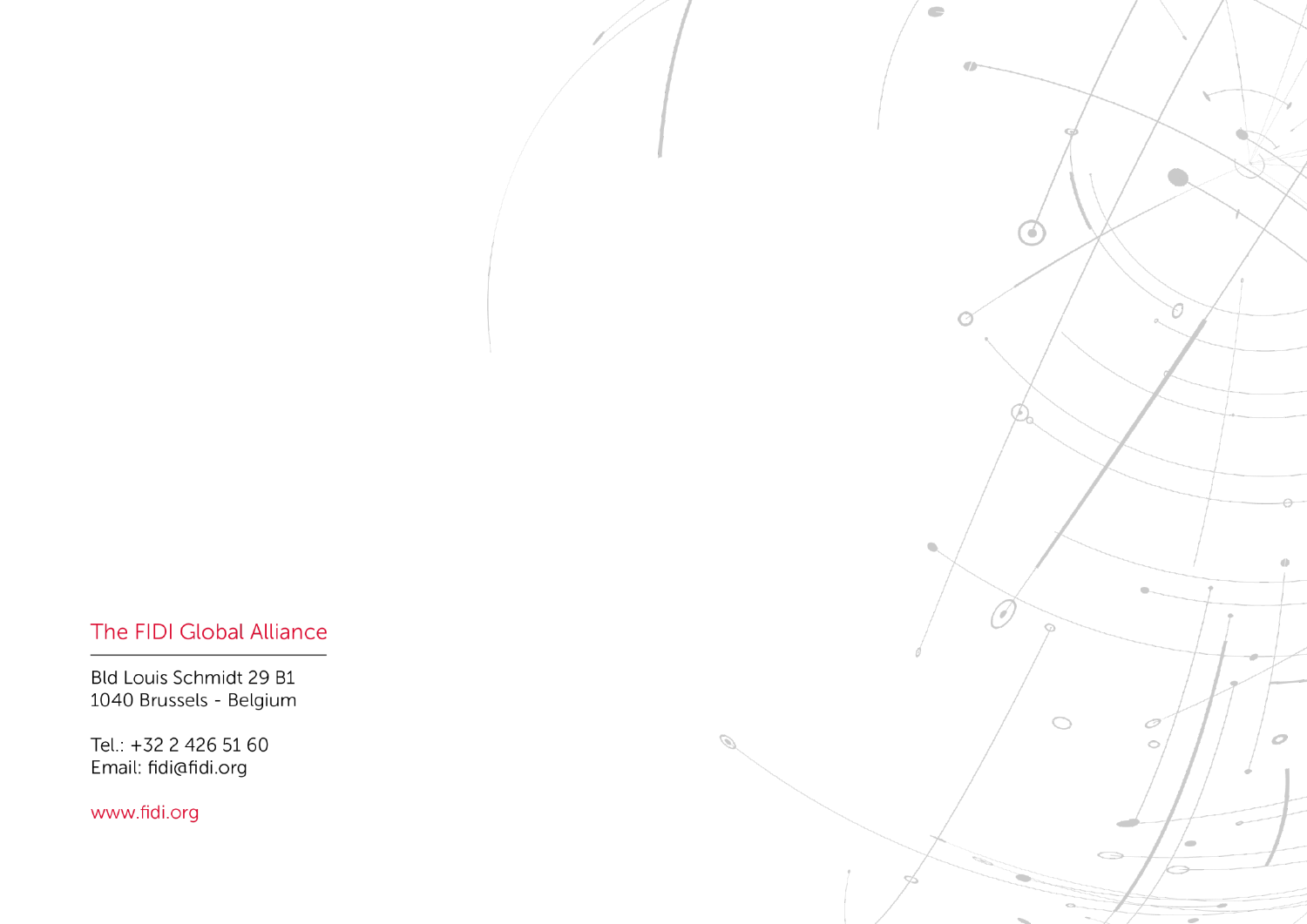The FIDI Global Alliance

Bld Louis Schmidt 29 B1
1040 Brussels - Belgium

Tel.: +32 2 426 51 60
Email: fidi@fidi.org

www.fidi.org